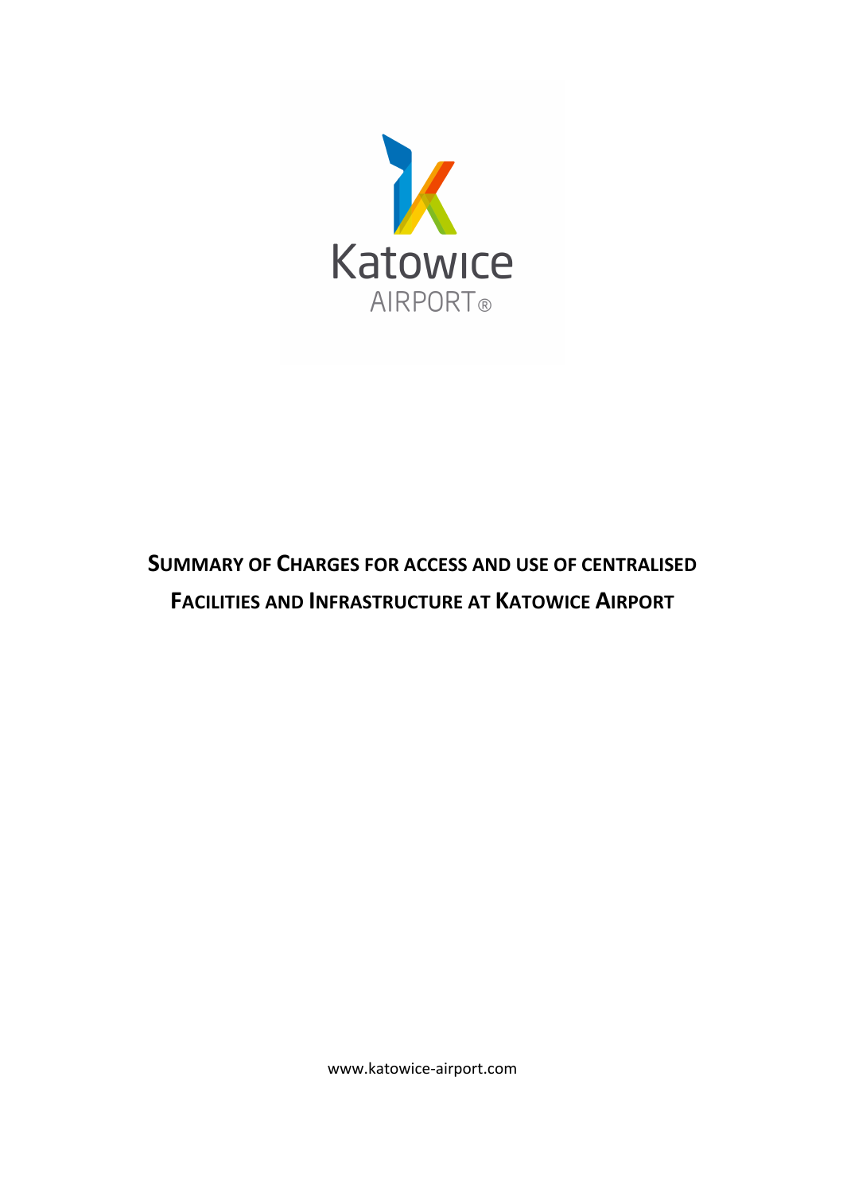Katowice AIRPORT®

# SUMMARY OF CHARGES FOR ACCESS AND USE OF CENTRALISED FACILITIES AND INFRASTRUCTURE AT KATOWICE AIRPORT

www.katowice-airport.com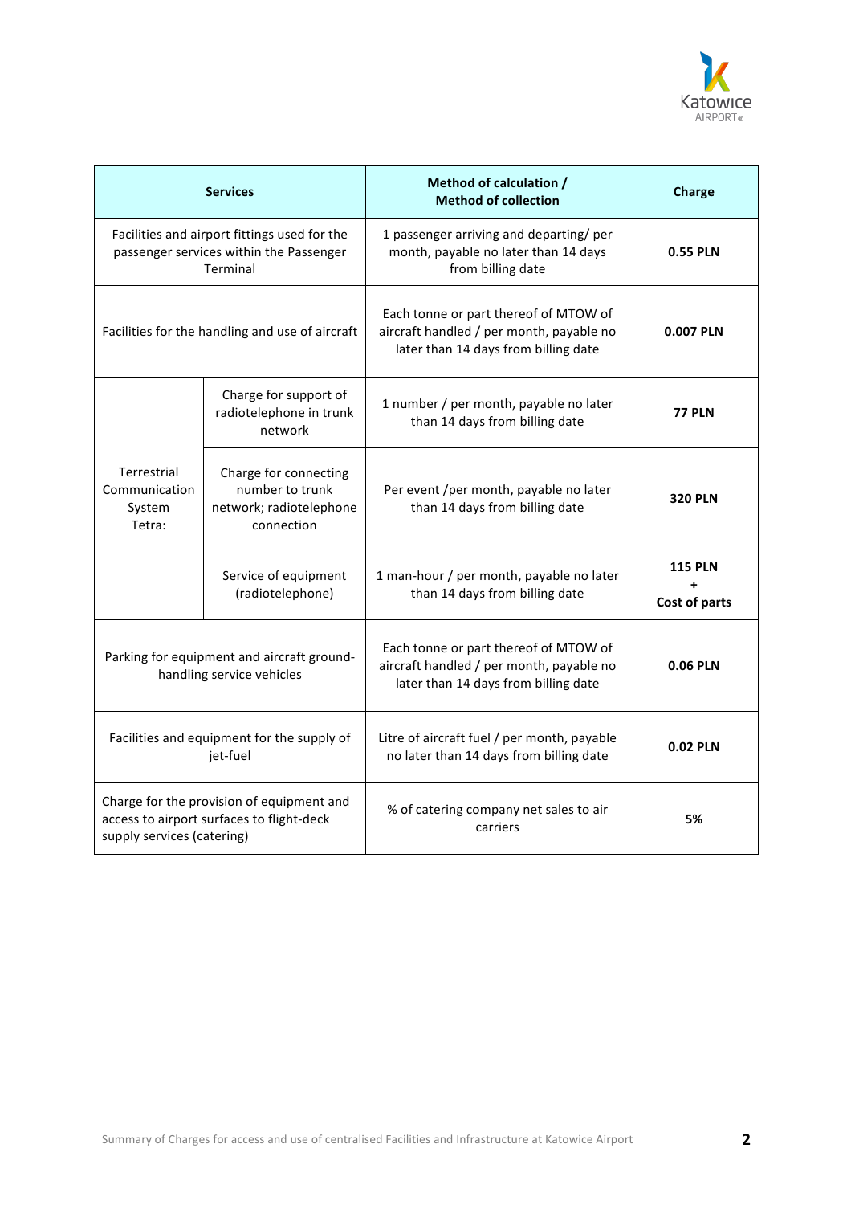| Services | | Method of calculation / Method of collection | Charge |
|---|---|---|---|
| Facilities and airport fittings used for the passenger services within the Passenger Terminal | | 1 passenger arriving and departing/ per month, payable no later than 14 days from billing date | **0.55 PLN** |
| Facilities for the handling and use of aircraft | | Each tonne or part thereof of MTOW of aircraft handled / per month, payable no later than 14 days from billing date | **0.007 PLN** |
| Terrestrial Communication System Tetra: | Charge for support of radiotelephone in trunk network | 1 number / per month, payable no later than 14 days from billing date | **77 PLN** |
| | Charge for connecting number to trunk network; radiotelephone connection | Per event /per month, payable no later than 14 days from billing date | **320 PLN** |
| | Service of equipment (radiotelephone) | 1 man-hour / per month, payable no later than 14 days from billing date | **115 PLN + Cost of parts** |
| Parking for equipment and aircraft ground-handling service vehicles | | Each tonne or part thereof of MTOW of aircraft handled / per month, payable no later than 14 days from billing date | **0.06 PLN** |
| Facilities and equipment for the supply of jet-fuel | | Litre of aircraft fuel / per month, payable no later than 14 days from billing date | **0.02 PLN** |
| Charge for the provision of equipment and access to airport surfaces to flight-deck supply services (catering) | | % of catering company net sales to air carriers | **5%** |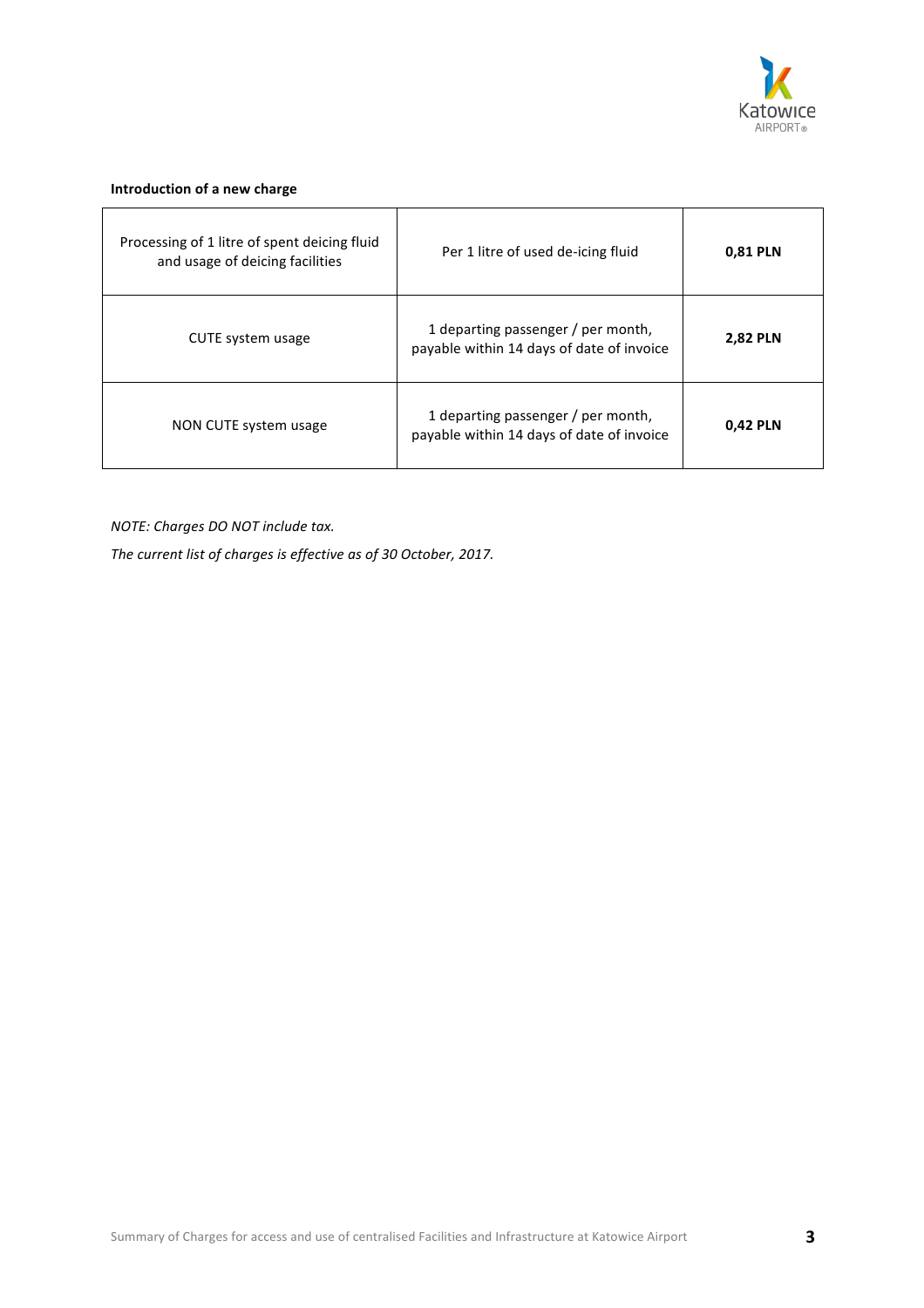**Introduction of a new charge**

| | | |
|---|---|---|
| Processing of 1 litre of spent deicing fluid and usage of deicing facilities | Per 1 litre of used de-icing fluid | **0,81 PLN** |
| CUTE system usage | 1 departing passenger / per month, payable within 14 days of date of invoice | **2,82 PLN** |
| NON CUTE system usage | 1 departing passenger / per month, payable within 14 days of date of invoice | **0,42 PLN** |

*NOTE: Charges DO NOT include tax.*

*The current list of charges is effective as of 30 October, 2017.*